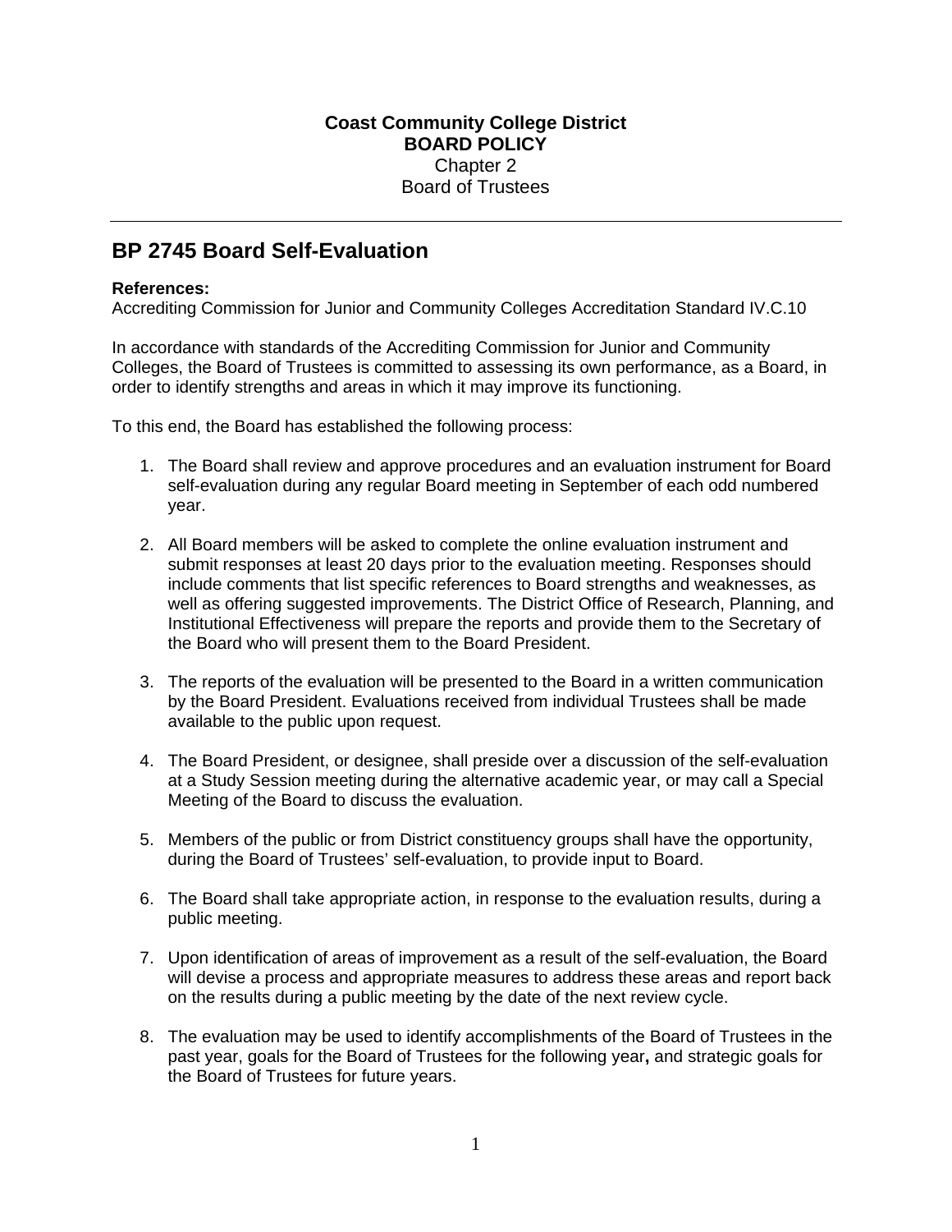**Coast Community College District**
**BOARD POLICY**
Chapter 2
Board of Trustees

---

# BP 2745 Board Self-Evaluation

**References:**
Accrediting Commission for Junior and Community Colleges Accreditation Standard IV.C.10

In accordance with standards of the Accrediting Commission for Junior and Community Colleges, the Board of Trustees is committed to assessing its own performance, as a Board, in order to identify strengths and areas in which it may improve its functioning.

To this end, the Board has established the following process:

1. The Board shall review and approve procedures and an evaluation instrument for Board self-evaluation during any regular Board meeting in September of each odd numbered year.

2. All Board members will be asked to complete the online evaluation instrument and submit responses at least 20 days prior to the evaluation meeting. Responses should include comments that list specific references to Board strengths and weaknesses, as well as offering suggested improvements. The District Office of Research, Planning, and Institutional Effectiveness will prepare the reports and provide them to the Secretary of the Board who will present them to the Board President.

3. The reports of the evaluation will be presented to the Board in a written communication by the Board President. Evaluations received from individual Trustees shall be made available to the public upon request.

4. The Board President, or designee, shall preside over a discussion of the self-evaluation at a Study Session meeting during the alternative academic year, or may call a Special Meeting of the Board to discuss the evaluation.

5. Members of the public or from District constituency groups shall have the opportunity, during the Board of Trustees' self-evaluation, to provide input to Board.

6. The Board shall take appropriate action, in response to the evaluation results, during a public meeting.

7. Upon identification of areas of improvement as a result of the self-evaluation, the Board will devise a process and appropriate measures to address these areas and report back on the results during a public meeting by the date of the next review cycle.

8. The evaluation may be used to identify accomplishments of the Board of Trustees in the past year, goals for the Board of Trustees for the following year**,** and strategic goals for the Board of Trustees for future years.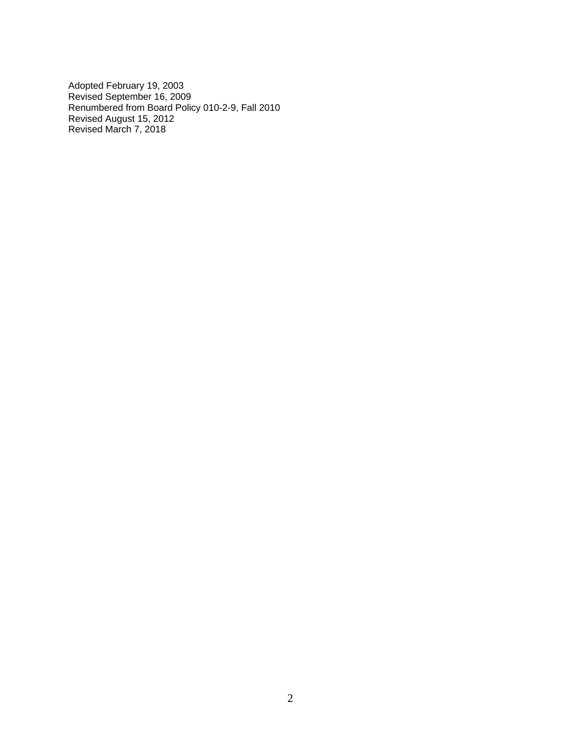Adopted February 19, 2003
Revised September 16, 2009
Renumbered from Board Policy 010-2-9, Fall 2010
Revised August 15, 2012
Revised March 7, 2018